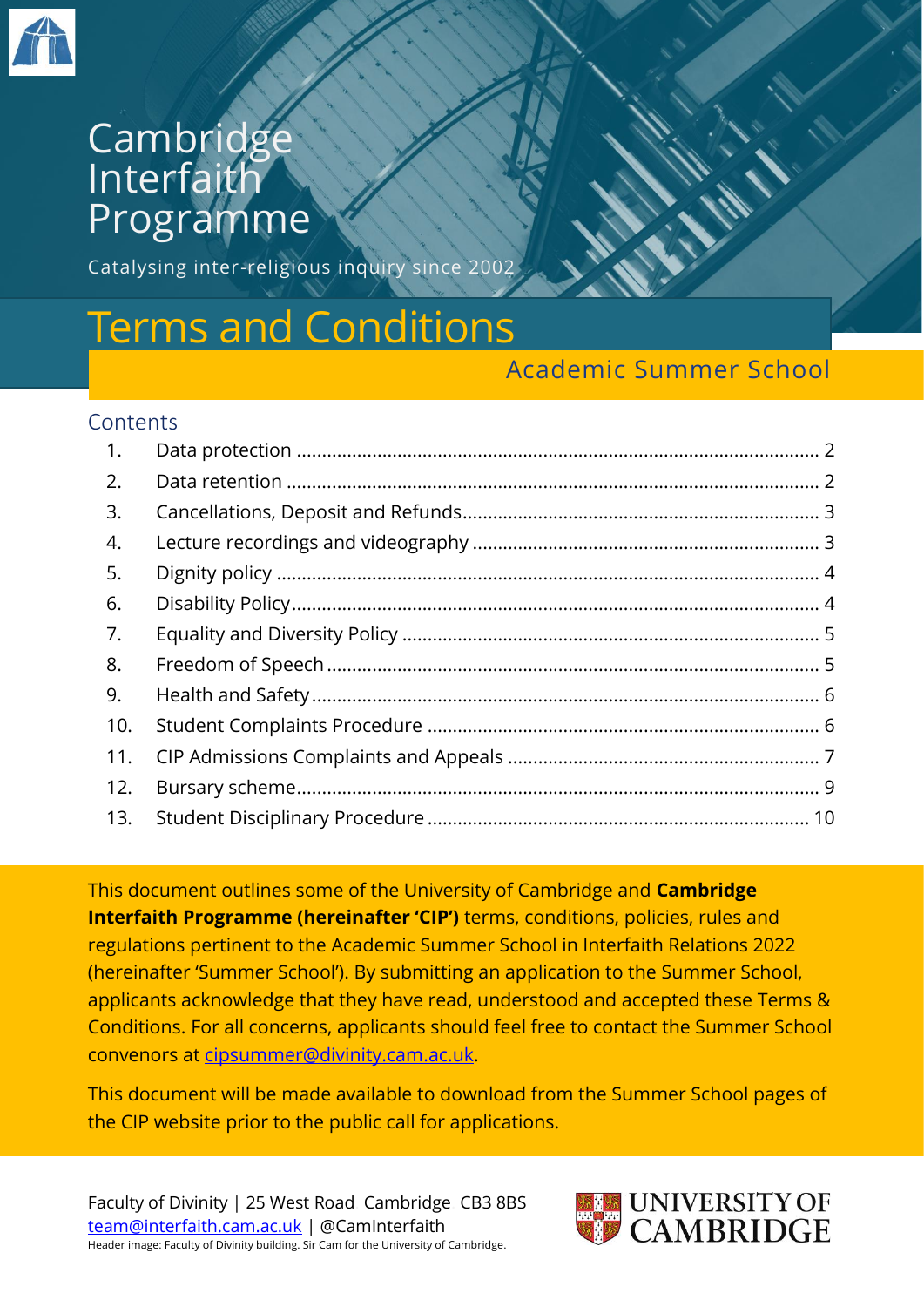# Cambridge Interfaith Programme

Catalysing inter-religious inquiry since 2002

# Terms and Conditions

## Academic Summer School

### Contents

1. Data protection ..................................................... 2
2. Data retention ..................................................... 2
3. Cancellations, Deposit and Refunds ..................................................... 3
4. Lecture recordings and videography ..................................................... 3
5. Dignity policy ..................................................... 4
6. Disability Policy ..................................................... 4
7. Equality and Diversity Policy ..................................................... 5
8. Freedom of Speech ..................................................... 5
9. Health and Safety ..................................................... 6
10. Student Complaints Procedure ..................................................... 6
11. CIP Admissions Complaints and Appeals ..................................................... 7
12. Bursary scheme ..................................................... 9
13. Student Disciplinary Procedure ..................................................... 10

This document outlines some of the University of Cambridge and **Cambridge Interfaith Programme (hereinafter 'CIP')** terms, conditions, policies, rules and regulations pertinent to the Academic Summer School in Interfaith Relations 2022 (hereinafter 'Summer School'). By submitting an application to the Summer School, applicants acknowledge that they have read, understood and accepted these Terms & Conditions. For all concerns, applicants should feel free to contact the Summer School convenors at cipsummer@divinity.cam.ac.uk.

This document will be made available to download from the Summer School pages of the CIP website prior to the public call for applications.

Faculty of Divinity | 25 West Road Cambridge CB3 8BS
team@interfaith.cam.ac.uk | @CamInterfaith
Header image: Faculty of Divinity building. Sir Cam for the University of Cambridge.

UNIVERSITY OF CAMBRIDGE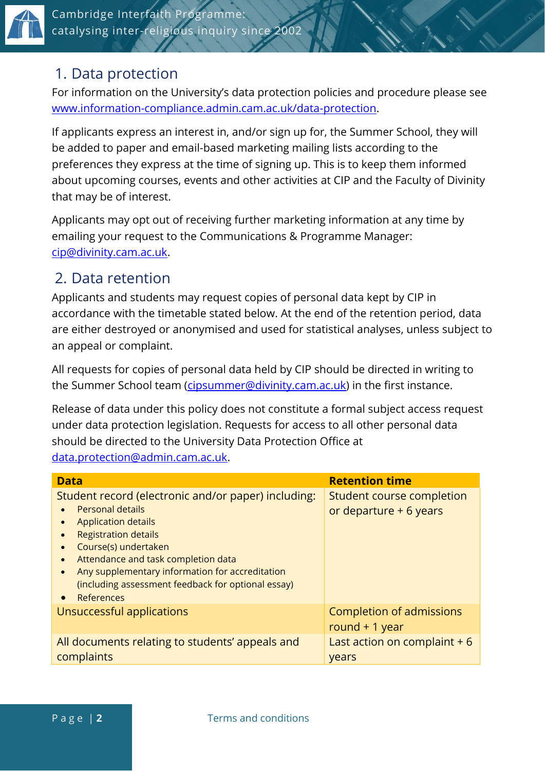## 1. Data protection

For information on the University's data protection policies and procedure please see www.information-compliance.admin.cam.ac.uk/data-protection.

If applicants express an interest in, and/or sign up for, the Summer School, they will be added to paper and email-based marketing mailing lists according to the preferences they express at the time of signing up. This is to keep them informed about upcoming courses, events and other activities at CIP and the Faculty of Divinity that may be of interest.

Applicants may opt out of receiving further marketing information at any time by emailing your request to the Communications & Programme Manager: cip@divinity.cam.ac.uk.

## 2. Data retention

Applicants and students may request copies of personal data kept by CIP in accordance with the timetable stated below. At the end of the retention period, data are either destroyed or anonymised and used for statistical analyses, unless subject to an appeal or complaint.

All requests for copies of personal data held by CIP should be directed in writing to the Summer School team (cipsummer@divinity.cam.ac.uk) in the first instance.

Release of data under this policy does not constitute a formal subject access request under data protection legislation. Requests for access to all other personal data should be directed to the University Data Protection Office at data.protection@admin.cam.ac.uk.

| Data | Retention time |
|---|---|
| Student record (electronic and/or paper) including:<br>• Personal details<br>• Application details<br>• Registration details<br>• Course(s) undertaken<br>• Attendance and task completion data<br>• Any supplementary information for accreditation (including assessment feedback for optional essay)<br>• References | Student course completion or departure + 6 years |
| Unsuccessful applications | Completion of admissions round + 1 year |
| All documents relating to students' appeals and complaints | Last action on complaint + 6 years |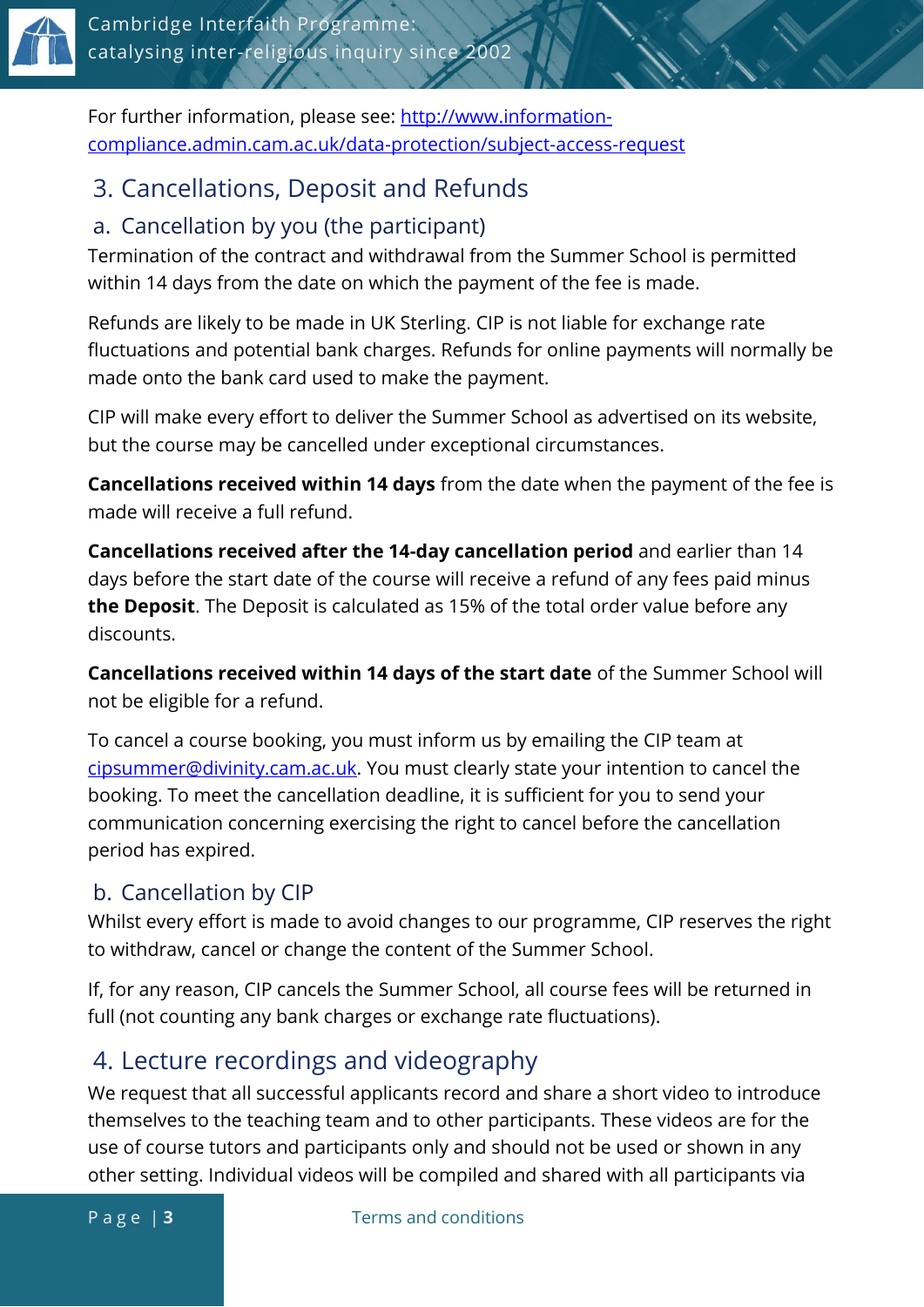For further information, please see: [http://www.information-compliance.admin.cam.ac.uk/data-protection/subject-access-request](http://www.information-compliance.admin.cam.ac.uk/data-protection/subject-access-request)

## 3. Cancellations, Deposit and Refunds

### a. Cancellation by you (the participant)

Termination of the contract and withdrawal from the Summer School is permitted within 14 days from the date on which the payment of the fee is made.

Refunds are likely to be made in UK Sterling. CIP is not liable for exchange rate fluctuations and potential bank charges. Refunds for online payments will normally be made onto the bank card used to make the payment.

CIP will make every effort to deliver the Summer School as advertised on its website, but the course may be cancelled under exceptional circumstances.

**Cancellations received within 14 days** from the date when the payment of the fee is made will receive a full refund.

**Cancellations received after the 14-day cancellation period** and earlier than 14 days before the start date of the course will receive a refund of any fees paid minus **the Deposit**. The Deposit is calculated as 15% of the total order value before any discounts.

**Cancellations received within 14 days of the start date** of the Summer School will not be eligible for a refund.

To cancel a course booking, you must inform us by emailing the CIP team at [cipsummer@divinity.cam.ac.uk](mailto:cipsummer@divinity.cam.ac.uk). You must clearly state your intention to cancel the booking. To meet the cancellation deadline, it is sufficient for you to send your communication concerning exercising the right to cancel before the cancellation period has expired.

### b. Cancellation by CIP

Whilst every effort is made to avoid changes to our programme, CIP reserves the right to withdraw, cancel or change the content of the Summer School.

If, for any reason, CIP cancels the Summer School, all course fees will be returned in full (not counting any bank charges or exchange rate fluctuations).

## 4. Lecture recordings and videography

We request that all successful applicants record and share a short video to introduce themselves to the teaching team and to other participants. These videos are for the use of course tutors and participants only and should not be used or shown in any other setting. Individual videos will be compiled and shared with all participants via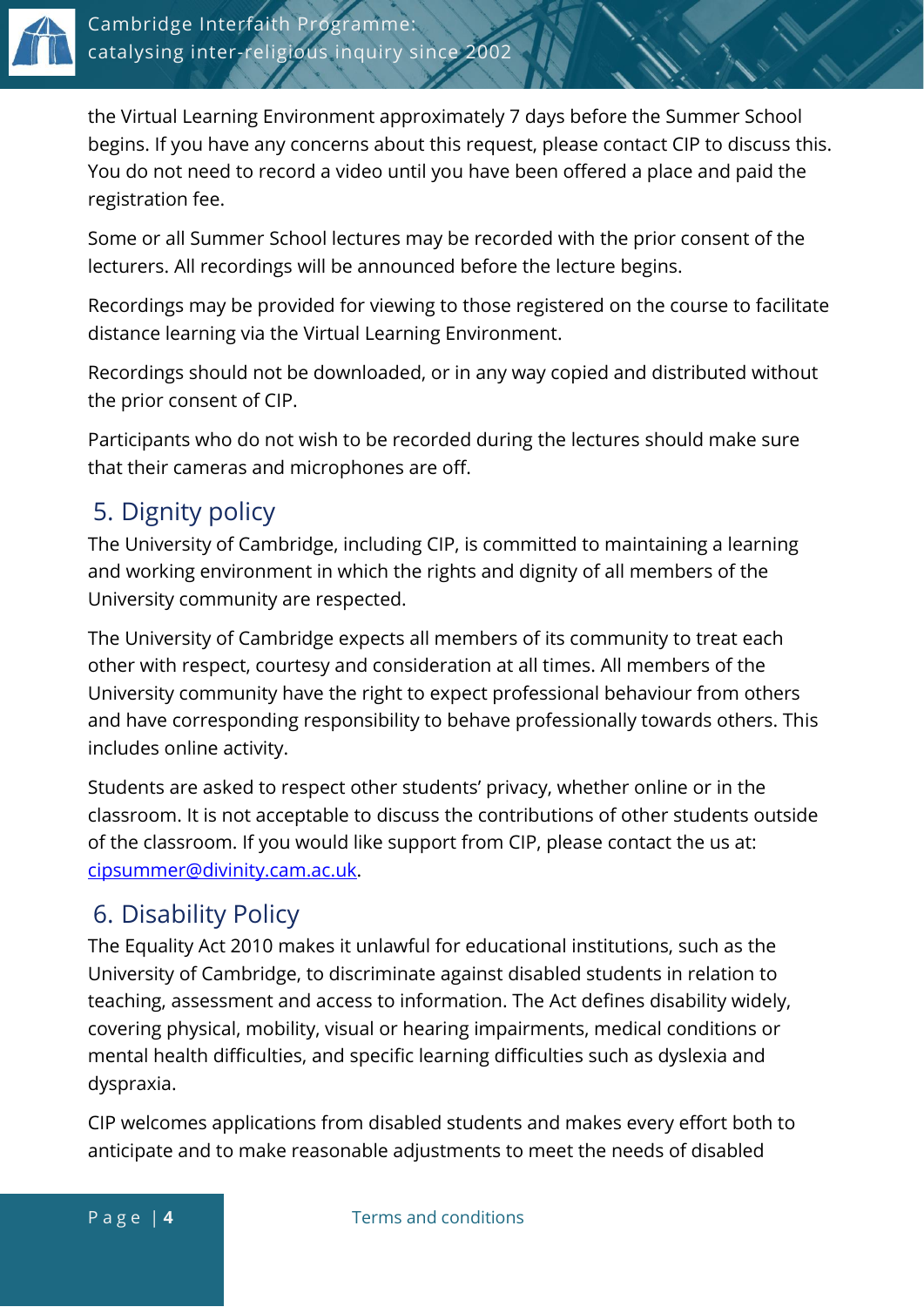the Virtual Learning Environment approximately 7 days before the Summer School begins. If you have any concerns about this request, please contact CIP to discuss this. You do not need to record a video until you have been offered a place and paid the registration fee.

Some or all Summer School lectures may be recorded with the prior consent of the lecturers. All recordings will be announced before the lecture begins.

Recordings may be provided for viewing to those registered on the course to facilitate distance learning via the Virtual Learning Environment.

Recordings should not be downloaded, or in any way copied and distributed without the prior consent of CIP.

Participants who do not wish to be recorded during the lectures should make sure that their cameras and microphones are off.

## 5. Dignity policy

The University of Cambridge, including CIP, is committed to maintaining a learning and working environment in which the rights and dignity of all members of the University community are respected.

The University of Cambridge expects all members of its community to treat each other with respect, courtesy and consideration at all times. All members of the University community have the right to expect professional behaviour from others and have corresponding responsibility to behave professionally towards others. This includes online activity.

Students are asked to respect other students' privacy, whether online or in the classroom. It is not acceptable to discuss the contributions of other students outside of the classroom. If you would like support from CIP, please contact the us at: cipsummer@divinity.cam.ac.uk.

## 6. Disability Policy

The Equality Act 2010 makes it unlawful for educational institutions, such as the University of Cambridge, to discriminate against disabled students in relation to teaching, assessment and access to information. The Act defines disability widely, covering physical, mobility, visual or hearing impairments, medical conditions or mental health difficulties, and specific learning difficulties such as dyslexia and dyspraxia.

CIP welcomes applications from disabled students and makes every effort both to anticipate and to make reasonable adjustments to meet the needs of disabled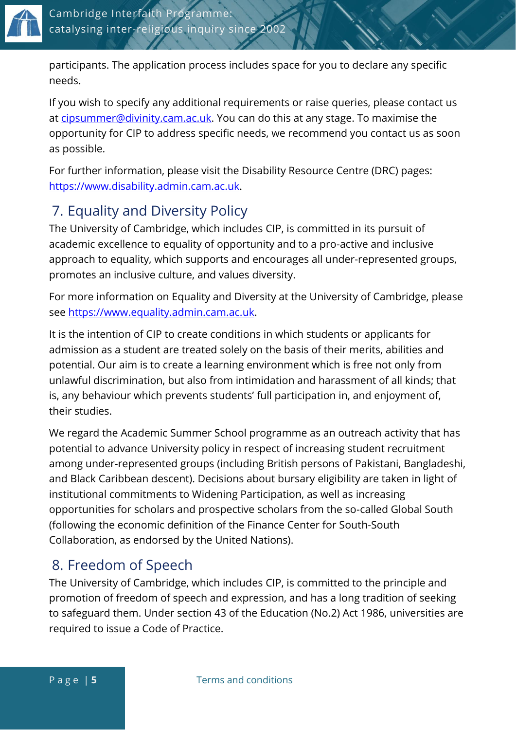participants. The application process includes space for you to declare any specific needs.

If you wish to specify any additional requirements or raise queries, please contact us at cipsummer@divinity.cam.ac.uk. You can do this at any stage. To maximise the opportunity for CIP to address specific needs, we recommend you contact us as soon as possible.

For further information, please visit the Disability Resource Centre (DRC) pages: https://www.disability.admin.cam.ac.uk.

## 7. Equality and Diversity Policy

The University of Cambridge, which includes CIP, is committed in its pursuit of academic excellence to equality of opportunity and to a pro-active and inclusive approach to equality, which supports and encourages all under-represented groups, promotes an inclusive culture, and values diversity.

For more information on Equality and Diversity at the University of Cambridge, please see https://www.equality.admin.cam.ac.uk.

It is the intention of CIP to create conditions in which students or applicants for admission as a student are treated solely on the basis of their merits, abilities and potential. Our aim is to create a learning environment which is free not only from unlawful discrimination, but also from intimidation and harassment of all kinds; that is, any behaviour which prevents students' full participation in, and enjoyment of, their studies.

We regard the Academic Summer School programme as an outreach activity that has potential to advance University policy in respect of increasing student recruitment among under-represented groups (including British persons of Pakistani, Bangladeshi, and Black Caribbean descent). Decisions about bursary eligibility are taken in light of institutional commitments to Widening Participation, as well as increasing opportunities for scholars and prospective scholars from the so-called Global South (following the economic definition of the Finance Center for South-South Collaboration, as endorsed by the United Nations).

## 8. Freedom of Speech

The University of Cambridge, which includes CIP, is committed to the principle and promotion of freedom of speech and expression, and has a long tradition of seeking to safeguard them. Under section 43 of the Education (No.2) Act 1986, universities are required to issue a Code of Practice.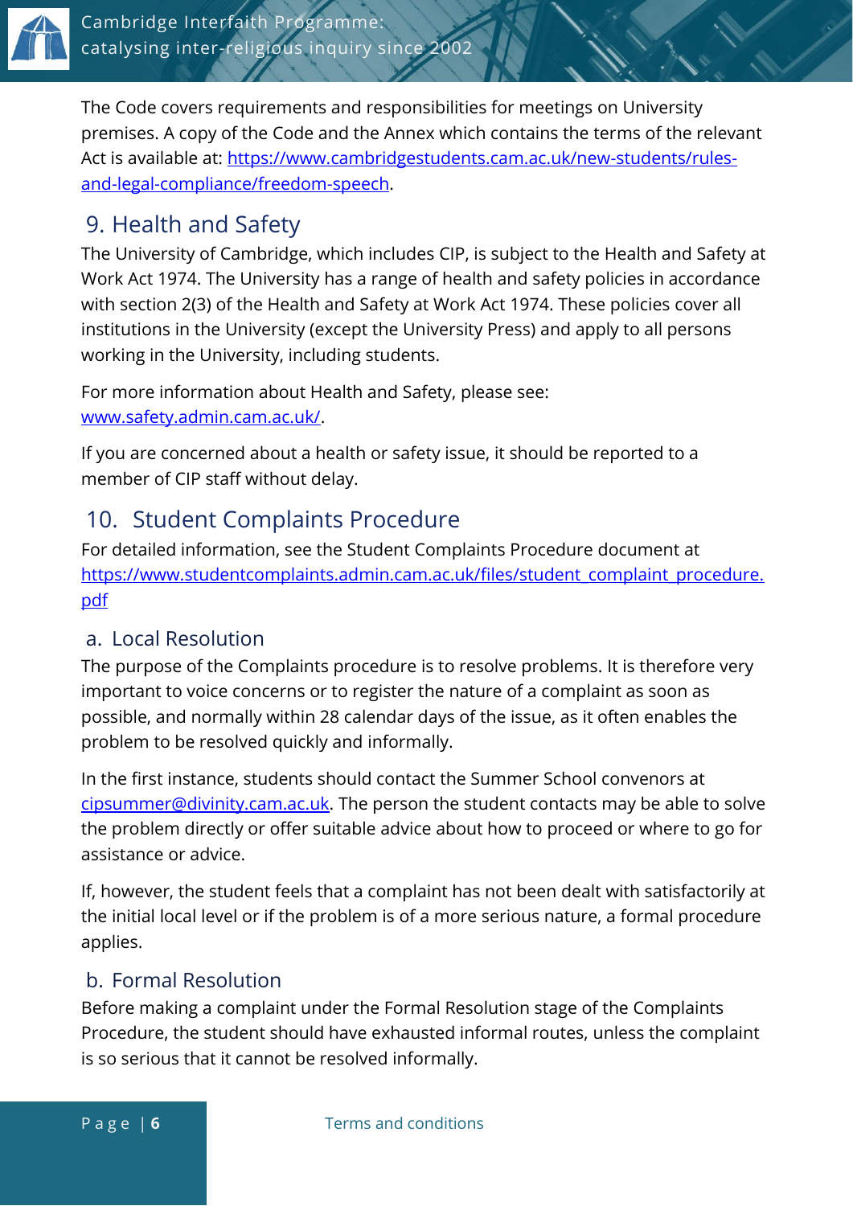The Code covers requirements and responsibilities for meetings on University premises. A copy of the Code and the Annex which contains the terms of the relevant Act is available at: https://www.cambridgestudents.cam.ac.uk/new-students/rules-and-legal-compliance/freedom-speech.

## 9. Health and Safety

The University of Cambridge, which includes CIP, is subject to the Health and Safety at Work Act 1974. The University has a range of health and safety policies in accordance with section 2(3) of the Health and Safety at Work Act 1974. These policies cover all institutions in the University (except the University Press) and apply to all persons working in the University, including students.

For more information about Health and Safety, please see: www.safety.admin.cam.ac.uk/.

If you are concerned about a health or safety issue, it should be reported to a member of CIP staff without delay.

## 10. Student Complaints Procedure

For detailed information, see the Student Complaints Procedure document at https://www.studentcomplaints.admin.cam.ac.uk/files/student_complaint_procedure.pdf

### a. Local Resolution

The purpose of the Complaints procedure is to resolve problems. It is therefore very important to voice concerns or to register the nature of a complaint as soon as possible, and normally within 28 calendar days of the issue, as it often enables the problem to be resolved quickly and informally.

In the first instance, students should contact the Summer School convenors at cipsummer@divinity.cam.ac.uk. The person the student contacts may be able to solve the problem directly or offer suitable advice about how to proceed or where to go for assistance or advice.

If, however, the student feels that a complaint has not been dealt with satisfactorily at the initial local level or if the problem is of a more serious nature, a formal procedure applies.

### b. Formal Resolution

Before making a complaint under the Formal Resolution stage of the Complaints Procedure, the student should have exhausted informal routes, unless the complaint is so serious that it cannot be resolved informally.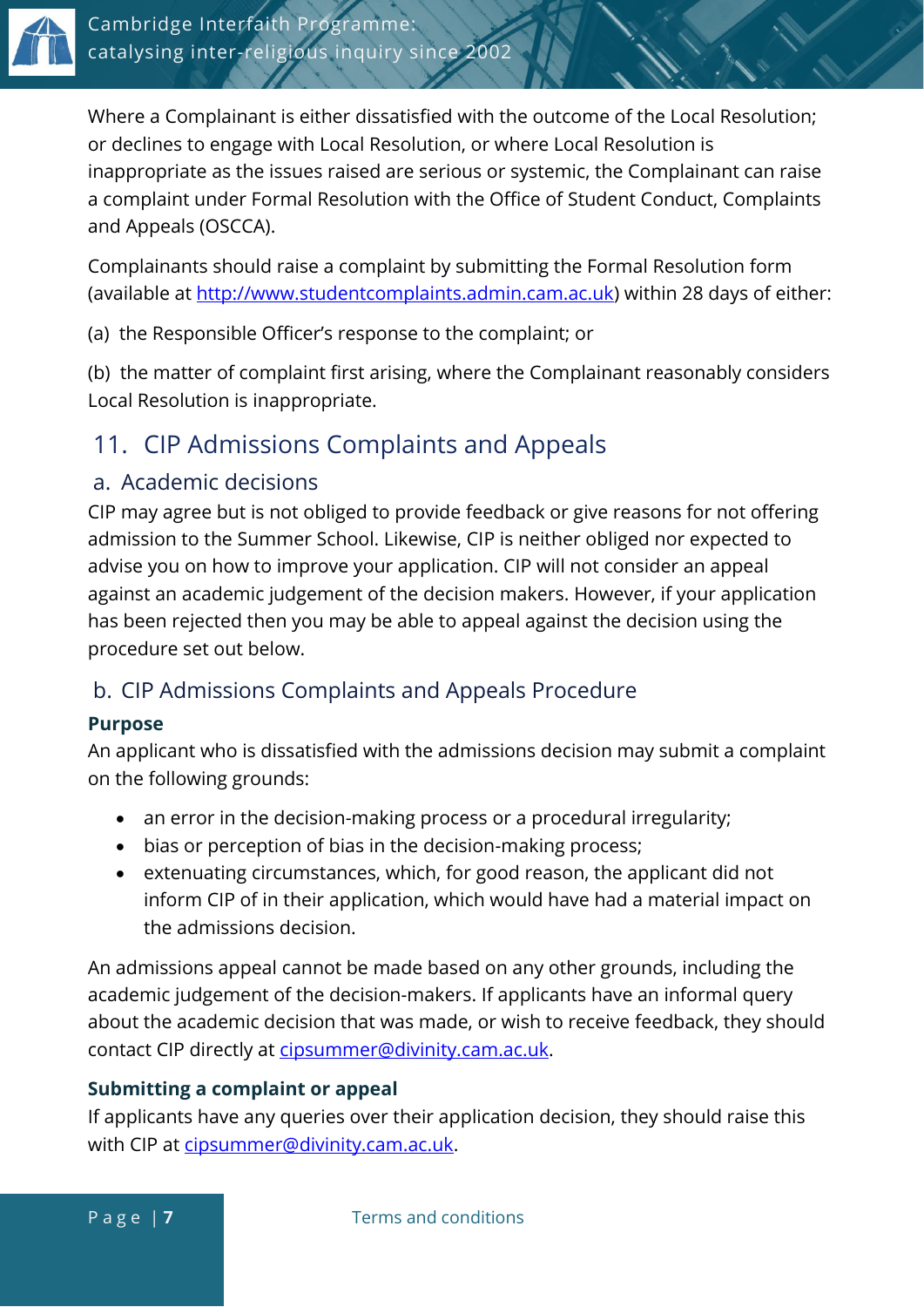Where a Complainant is either dissatisfied with the outcome of the Local Resolution; or declines to engage with Local Resolution, or where Local Resolution is inappropriate as the issues raised are serious or systemic, the Complainant can raise a complaint under Formal Resolution with the Office of Student Conduct, Complaints and Appeals (OSCCA).

Complainants should raise a complaint by submitting the Formal Resolution form (available at [http://www.studentcomplaints.admin.cam.ac.uk](http://www.studentcomplaints.admin.cam.ac.uk)) within 28 days of either:

(a) the Responsible Officer's response to the complaint; or

(b) the matter of complaint first arising, where the Complainant reasonably considers Local Resolution is inappropriate.

## 11. CIP Admissions Complaints and Appeals

### a. Academic decisions

CIP may agree but is not obliged to provide feedback or give reasons for not offering admission to the Summer School. Likewise, CIP is neither obliged nor expected to advise you on how to improve your application. CIP will not consider an appeal against an academic judgement of the decision makers. However, if your application has been rejected then you may be able to appeal against the decision using the procedure set out below.

### b. CIP Admissions Complaints and Appeals Procedure

**Purpose**

An applicant who is dissatisfied with the admissions decision may submit a complaint on the following grounds:

- an error in the decision-making process or a procedural irregularity;
- bias or perception of bias in the decision-making process;
- extenuating circumstances, which, for good reason, the applicant did not inform CIP of in their application, which would have had a material impact on the admissions decision.

An admissions appeal cannot be made based on any other grounds, including the academic judgement of the decision-makers. If applicants have an informal query about the academic decision that was made, or wish to receive feedback, they should contact CIP directly at [cipsummer@divinity.cam.ac.uk](mailto:cipsummer@divinity.cam.ac.uk).

**Submitting a complaint or appeal**

If applicants have any queries over their application decision, they should raise this with CIP at [cipsummer@divinity.cam.ac.uk](mailto:cipsummer@divinity.cam.ac.uk).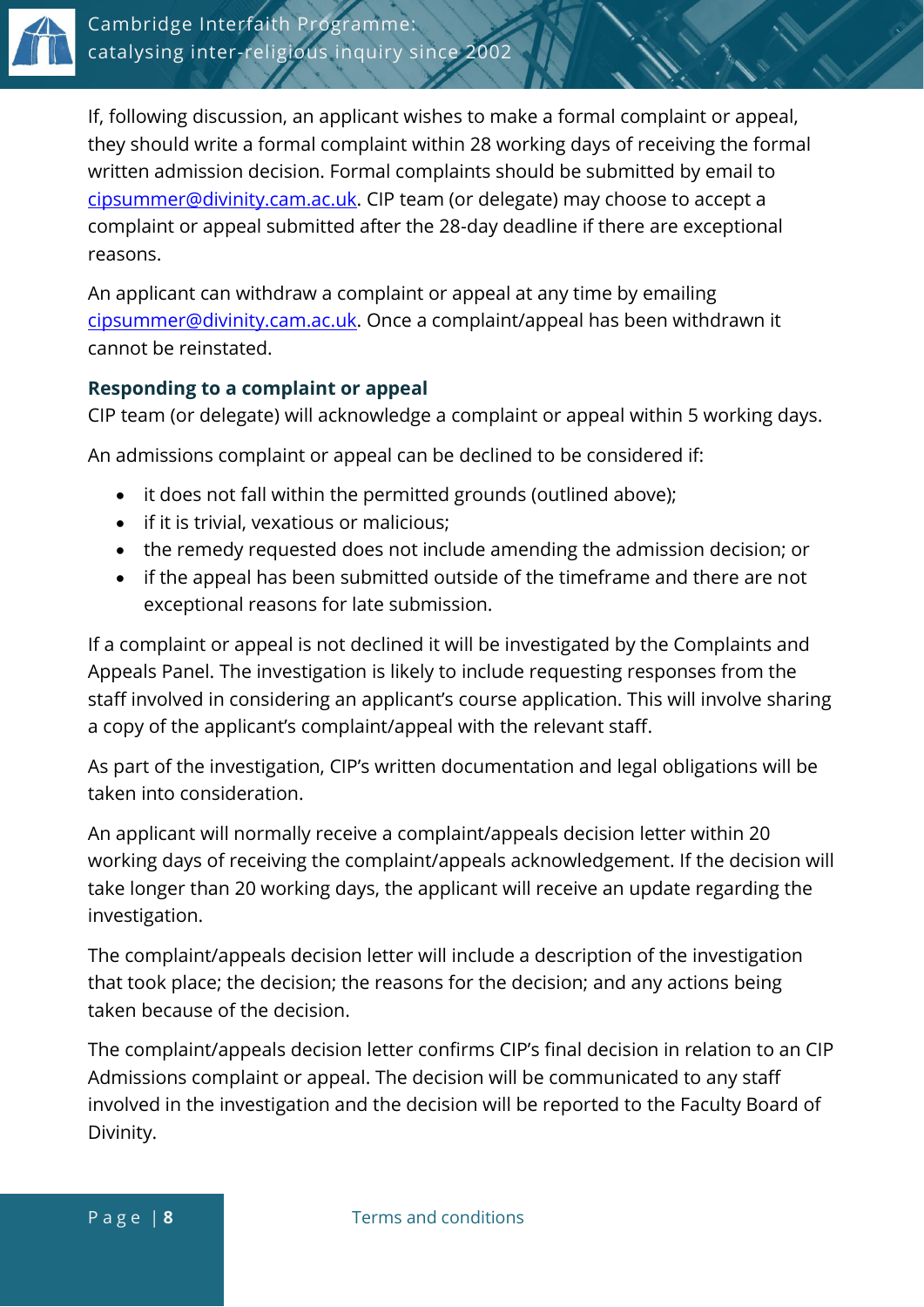If, following discussion, an applicant wishes to make a formal complaint or appeal, they should write a formal complaint within 28 working days of receiving the formal written admission decision. Formal complaints should be submitted by email to [cipsummer@divinity.cam.ac.uk](mailto:cipsummer@divinity.cam.ac.uk). CIP team (or delegate) may choose to accept a complaint or appeal submitted after the 28-day deadline if there are exceptional reasons.

An applicant can withdraw a complaint or appeal at any time by emailing [cipsummer@divinity.cam.ac.uk](mailto:cipsummer@divinity.cam.ac.uk). Once a complaint/appeal has been withdrawn it cannot be reinstated.

### Responding to a complaint or appeal

CIP team (or delegate) will acknowledge a complaint or appeal within 5 working days.

An admissions complaint or appeal can be declined to be considered if:

- it does not fall within the permitted grounds (outlined above);
- if it is trivial, vexatious or malicious;
- the remedy requested does not include amending the admission decision; or
- if the appeal has been submitted outside of the timeframe and there are not exceptional reasons for late submission.

If a complaint or appeal is not declined it will be investigated by the Complaints and Appeals Panel. The investigation is likely to include requesting responses from the staff involved in considering an applicant's course application. This will involve sharing a copy of the applicant's complaint/appeal with the relevant staff.

As part of the investigation, CIP's written documentation and legal obligations will be taken into consideration.

An applicant will normally receive a complaint/appeals decision letter within 20 working days of receiving the complaint/appeals acknowledgement. If the decision will take longer than 20 working days, the applicant will receive an update regarding the investigation.

The complaint/appeals decision letter will include a description of the investigation that took place; the decision; the reasons for the decision; and any actions being taken because of the decision.

The complaint/appeals decision letter confirms CIP's final decision in relation to an CIP Admissions complaint or appeal. The decision will be communicated to any staff involved in the investigation and the decision will be reported to the Faculty Board of Divinity.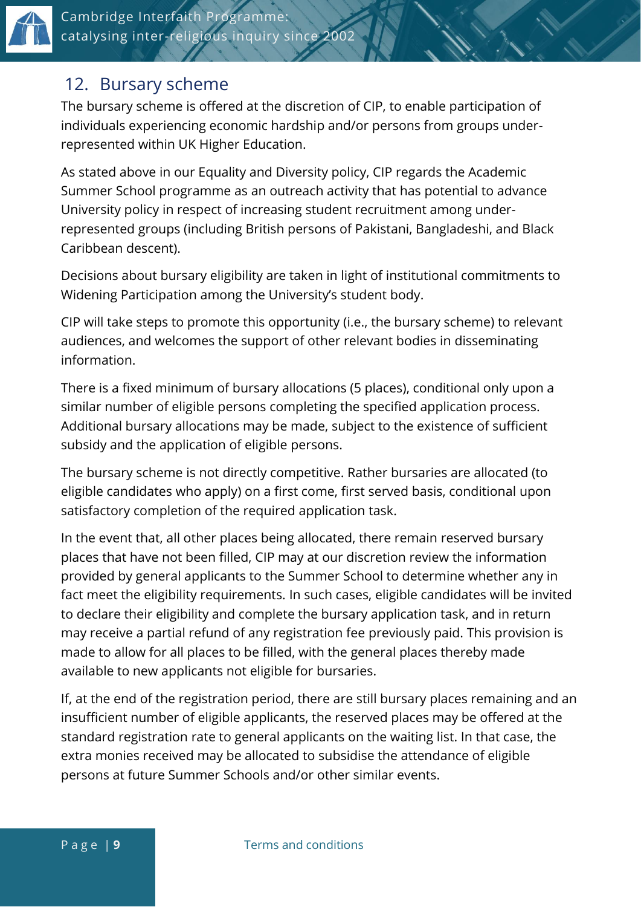## 12. Bursary scheme

The bursary scheme is offered at the discretion of CIP, to enable participation of individuals experiencing economic hardship and/or persons from groups under-represented within UK Higher Education.

As stated above in our Equality and Diversity policy, CIP regards the Academic Summer School programme as an outreach activity that has potential to advance University policy in respect of increasing student recruitment among under-represented groups (including British persons of Pakistani, Bangladeshi, and Black Caribbean descent).

Decisions about bursary eligibility are taken in light of institutional commitments to Widening Participation among the University's student body.

CIP will take steps to promote this opportunity (i.e., the bursary scheme) to relevant audiences, and welcomes the support of other relevant bodies in disseminating information.

There is a fixed minimum of bursary allocations (5 places), conditional only upon a similar number of eligible persons completing the specified application process. Additional bursary allocations may be made, subject to the existence of sufficient subsidy and the application of eligible persons.

The bursary scheme is not directly competitive. Rather bursaries are allocated (to eligible candidates who apply) on a first come, first served basis, conditional upon satisfactory completion of the required application task.

In the event that, all other places being allocated, there remain reserved bursary places that have not been filled, CIP may at our discretion review the information provided by general applicants to the Summer School to determine whether any in fact meet the eligibility requirements. In such cases, eligible candidates will be invited to declare their eligibility and complete the bursary application task, and in return may receive a partial refund of any registration fee previously paid. This provision is made to allow for all places to be filled, with the general places thereby made available to new applicants not eligible for bursaries.

If, at the end of the registration period, there are still bursary places remaining and an insufficient number of eligible applicants, the reserved places may be offered at the standard registration rate to general applicants on the waiting list. In that case, the extra monies received may be allocated to subsidise the attendance of eligible persons at future Summer Schools and/or other similar events.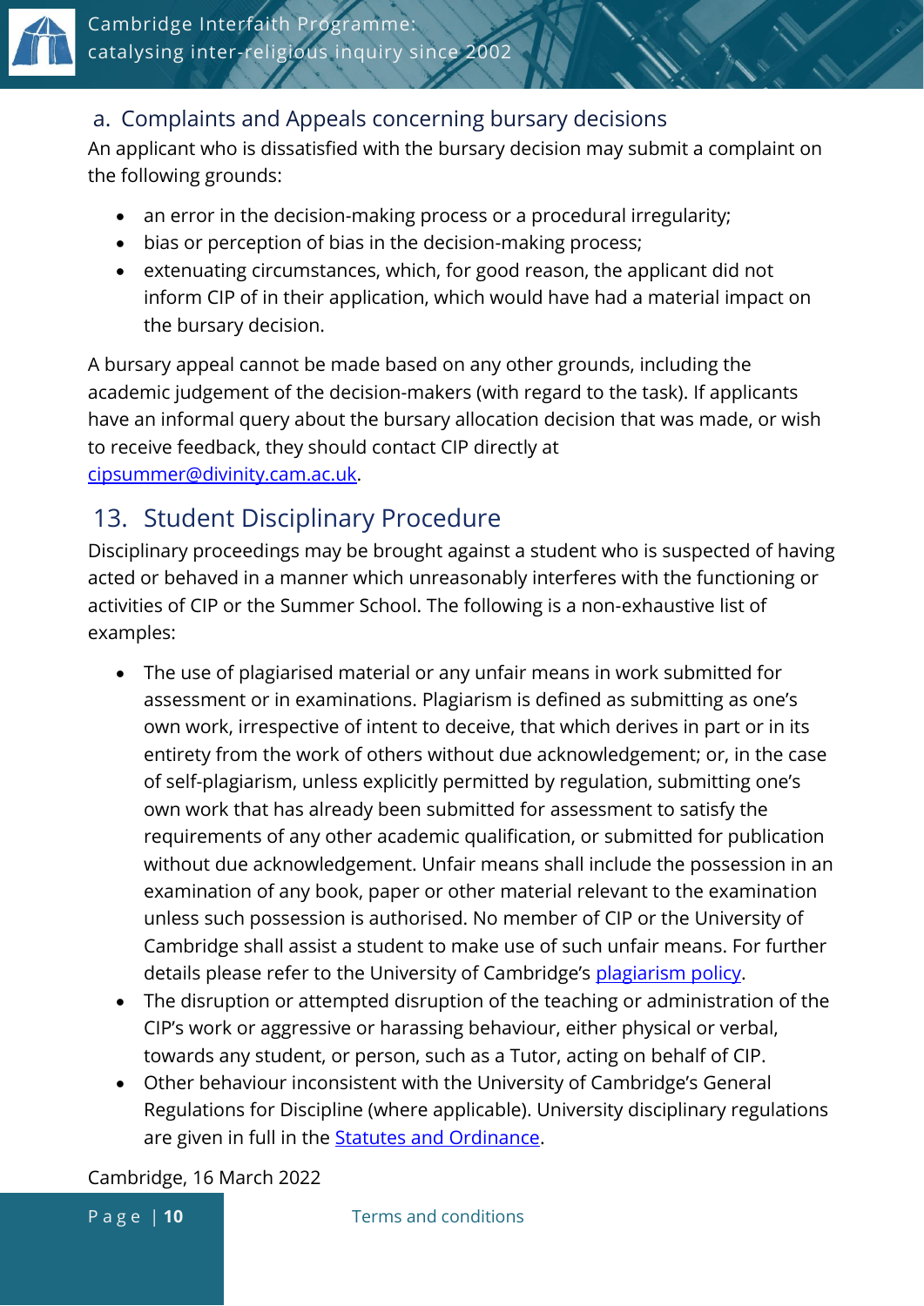### a. Complaints and Appeals concerning bursary decisions

An applicant who is dissatisfied with the bursary decision may submit a complaint on the following grounds:

- an error in the decision-making process or a procedural irregularity;
- bias or perception of bias in the decision-making process;
- extenuating circumstances, which, for good reason, the applicant did not inform CIP of in their application, which would have had a material impact on the bursary decision.

A bursary appeal cannot be made based on any other grounds, including the academic judgement of the decision-makers (with regard to the task). If applicants have an informal query about the bursary allocation decision that was made, or wish to receive feedback, they should contact CIP directly at [cipsummer@divinity.cam.ac.uk](mailto:cipsummer@divinity.cam.ac.uk).

## 13. Student Disciplinary Procedure

Disciplinary proceedings may be brought against a student who is suspected of having acted or behaved in a manner which unreasonably interferes with the functioning or activities of CIP or the Summer School. The following is a non-exhaustive list of examples:

- The use of plagiarised material or any unfair means in work submitted for assessment or in examinations. Plagiarism is defined as submitting as one's own work, irrespective of intent to deceive, that which derives in part or in its entirety from the work of others without due acknowledgement; or, in the case of self-plagiarism, unless explicitly permitted by regulation, submitting one's own work that has already been submitted for assessment to satisfy the requirements of any other academic qualification, or submitted for publication without due acknowledgement. Unfair means shall include the possession in an examination of any book, paper or other material relevant to the examination unless such possession is authorised. No member of CIP or the University of Cambridge shall assist a student to make use of such unfair means. For further details please refer to the University of Cambridge's plagiarism policy.
- The disruption or attempted disruption of the teaching or administration of the CIP's work or aggressive or harassing behaviour, either physical or verbal, towards any student, or person, such as a Tutor, acting on behalf of CIP.
- Other behaviour inconsistent with the University of Cambridge's General Regulations for Discipline (where applicable). University disciplinary regulations are given in full in the Statutes and Ordinance.

Cambridge, 16 March 2022